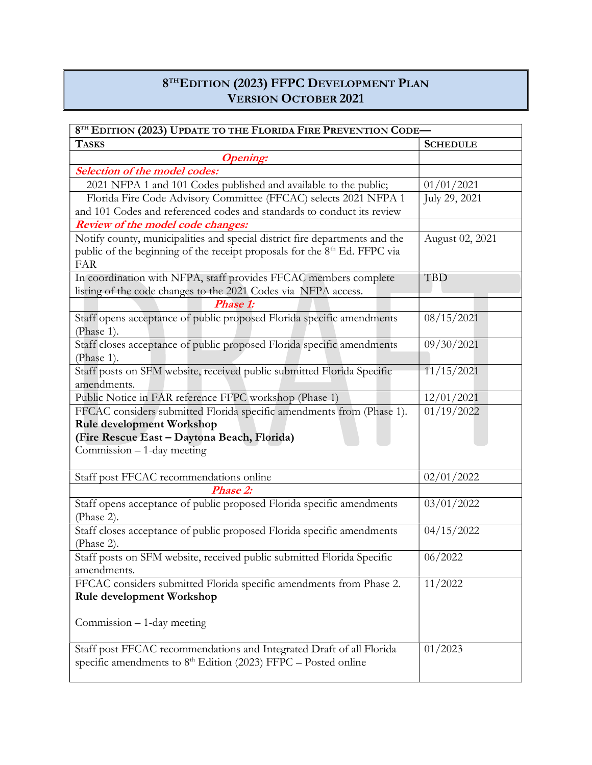# 8[TH] Edition (2023) FFPC Development Plan
## Version October 2021

| 8[TH] Edition (2023) Update to the Florida Fire Prevention Code— | |
|---|---|
| **Tasks** | **Schedule** |
| ***Opening:*** | |
| ***Selection of the model codes:*** | |
| 2021 NFPA 1 and 101 Codes published and available to the public; | 01/01/2021 |
| Florida Fire Code Advisory Committee (FFCAC) selects 2021 NFPA 1 and 101 Codes and referenced codes and standards to conduct its review | July 29, 2021 |
| ***Review of the model code changes:*** | |
| Notify county, municipalities and special district fire departments and the public of the beginning of the receipt proposals for the 8[th] Ed. FFPC via FAR | August 02, 2021 |
| In coordination with NFPA, staff provides FFCAC members complete listing of the code changes to the 2021 Codes via NFPA access. | TBD |
| ***Phase 1:*** | |
| Staff opens acceptance of public proposed Florida specific amendments (Phase 1). | 08/15/2021 |
| Staff closes acceptance of public proposed Florida specific amendments (Phase 1). | 09/30/2021 |
| Staff posts on SFM website, received public submitted Florida Specific amendments. | 11/15/2021 |
| Public Notice in FAR reference FFPC workshop (Phase 1) | 12/01/2021 |
| FFCAC considers submitted Florida specific amendments from (Phase 1).<br>**Rule development Workshop**<br>**(Fire Rescue East – Daytona Beach, Florida)**<br>Commission – 1-day meeting | 01/19/2022 |
| Staff post FFCAC recommendations online | 02/01/2022 |
| ***Phase 2:*** | |
| Staff opens acceptance of public proposed Florida specific amendments (Phase 2). | 03/01/2022 |
| Staff closes acceptance of public proposed Florida specific amendments (Phase 2). | 04/15/2022 |
| Staff posts on SFM website, received public submitted Florida Specific amendments. | 06/2022 |
| FFCAC considers submitted Florida specific amendments from Phase 2.<br>**Rule development Workshop**<br>Commission – 1-day meeting | 11/2022 |
| Staff post FFCAC recommendations and Integrated Draft of all Florida specific amendments to 8[th] Edition (2023) FFPC – Posted online | 01/2023 |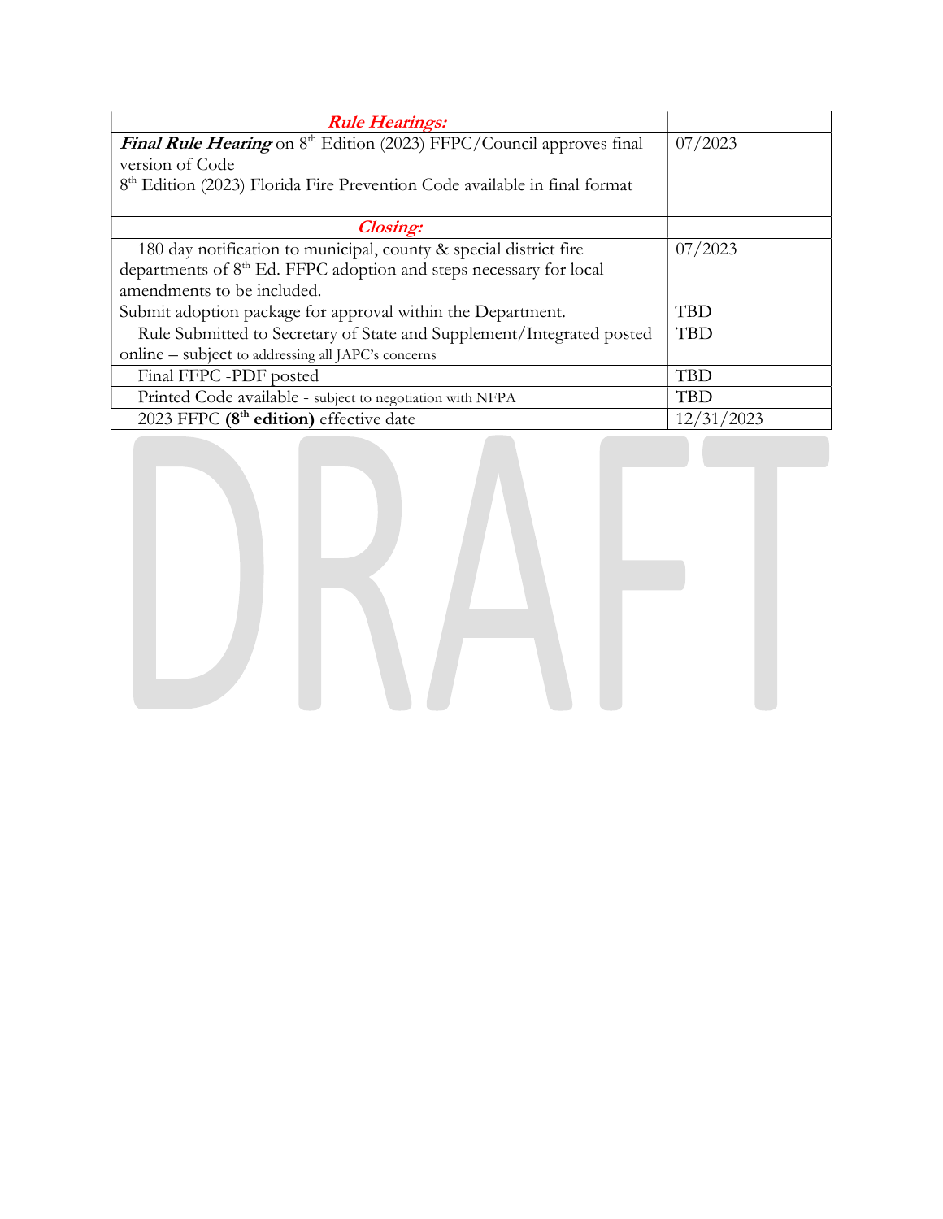| | |
|---|---|
| ***Rule Hearings:*** | |
| ***Final Rule Hearing*** on 8th Edition (2023) FFPC/Council approves final version of Code<br>8th Edition (2023) Florida Fire Prevention Code available in final format | 07/2023 |
| ***Closing:*** | |
| 180 day notification to municipal, county & special district fire departments of 8th Ed. FFPC adoption and steps necessary for local amendments to be included. | 07/2023 |
| Submit adoption package for approval within the Department. | TBD |
| Rule Submitted to Secretary of State and Supplement/Integrated posted online – subject to addressing all JAPC's concerns | TBD |
| Final FFPC -PDF posted | TBD |
| Printed Code available - subject to negotiation with NFPA | TBD |
| 2023 FFPC **(8th edition)** effective date | 12/31/2023 |

DRAFT